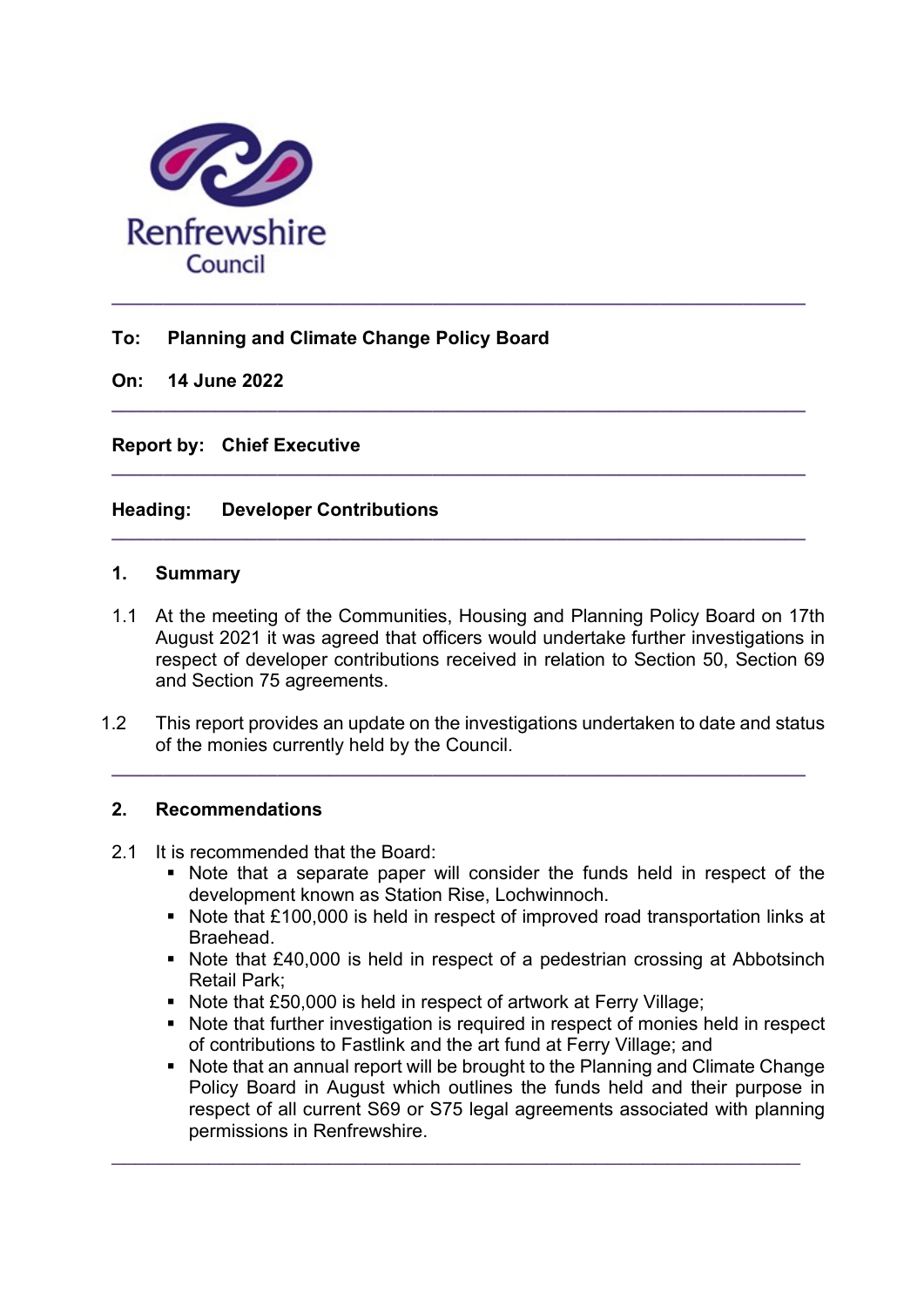Renfrewshire Council

---

**To: Planning and Climate Change Policy Board**

**On: 14 June 2022**

---

**Report by: Chief Executive**

---

**Heading: Developer Contributions**

---

## 1. Summary

1.1 At the meeting of the Communities, Housing and Planning Policy Board on 17th August 2021 it was agreed that officers would undertake further investigations in respect of developer contributions received in relation to Section 50, Section 69 and Section 75 agreements.

1.2 This report provides an update on the investigations undertaken to date and status of the monies currently held by the Council.

---

## 2. Recommendations

2.1 It is recommended that the Board:

- Note that a separate paper will consider the funds held in respect of the development known as Station Rise, Lochwinnoch.
- Note that £100,000 is held in respect of improved road transportation links at Braehead.
- Note that £40,000 is held in respect of a pedestrian crossing at Abbotsinch Retail Park;
- Note that £50,000 is held in respect of artwork at Ferry Village;
- Note that further investigation is required in respect of monies held in respect of contributions to Fastlink and the art fund at Ferry Village; and
- Note that an annual report will be brought to the Planning and Climate Change Policy Board in August which outlines the funds held and their purpose in respect of all current S69 or S75 legal agreements associated with planning permissions in Renfrewshire.

---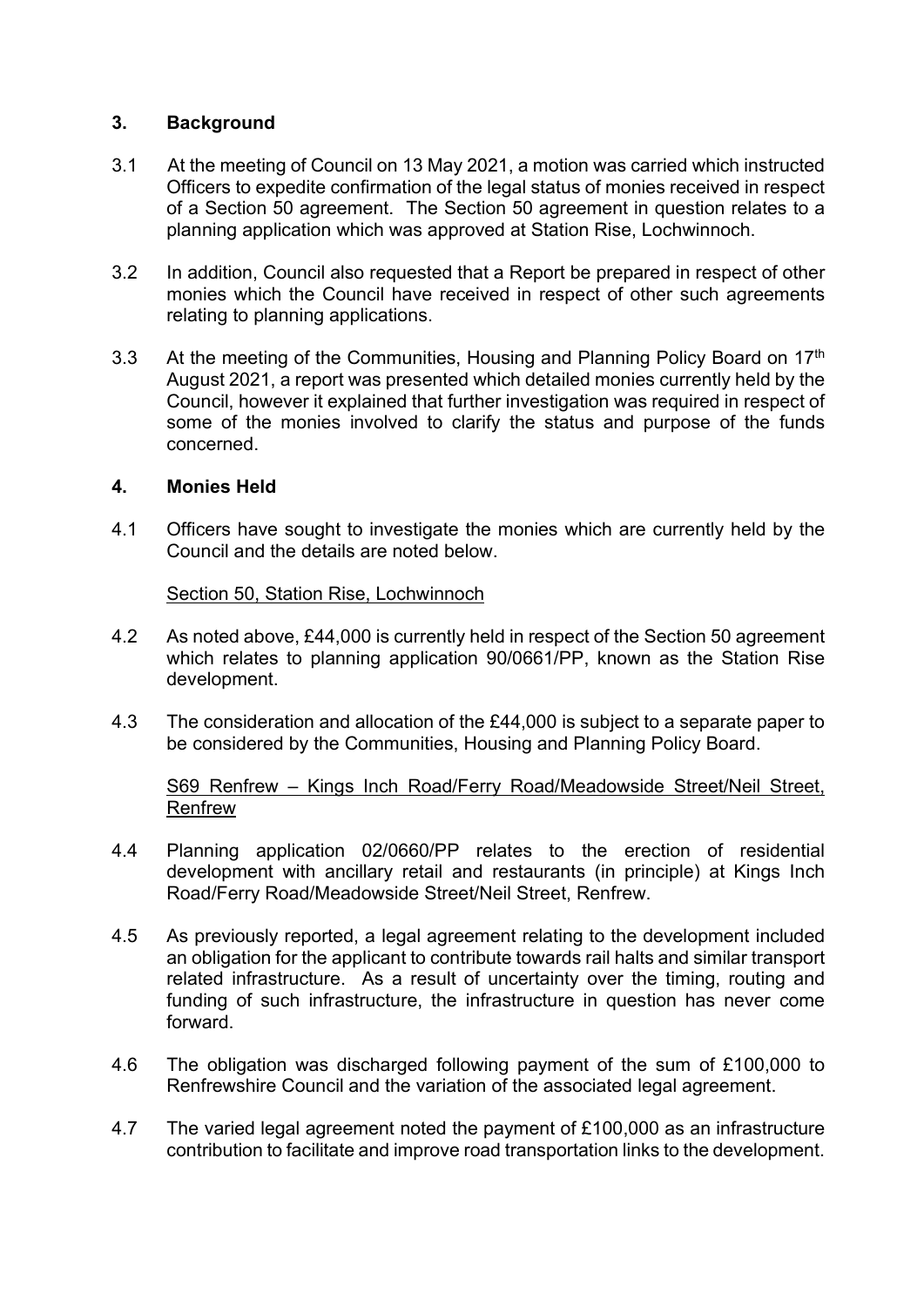## 3. Background

3.1 At the meeting of Council on 13 May 2021, a motion was carried which instructed Officers to expedite confirmation of the legal status of monies received in respect of a Section 50 agreement. The Section 50 agreement in question relates to a planning application which was approved at Station Rise, Lochwinnoch.

3.2 In addition, Council also requested that a Report be prepared in respect of other monies which the Council have received in respect of other such agreements relating to planning applications.

3.3 At the meeting of the Communities, Housing and Planning Policy Board on 17th August 2021, a report was presented which detailed monies currently held by the Council, however it explained that further investigation was required in respect of some of the monies involved to clarify the status and purpose of the funds concerned.

## 4. Monies Held

4.1 Officers have sought to investigate the monies which are currently held by the Council and the details are noted below.

Section 50, Station Rise, Lochwinnoch

4.2 As noted above, £44,000 is currently held in respect of the Section 50 agreement which relates to planning application 90/0661/PP, known as the Station Rise development.

4.3 The consideration and allocation of the £44,000 is subject to a separate paper to be considered by the Communities, Housing and Planning Policy Board.

S69 Renfrew – Kings Inch Road/Ferry Road/Meadowside Street/Neil Street, Renfrew

4.4 Planning application 02/0660/PP relates to the erection of residential development with ancillary retail and restaurants (in principle) at Kings Inch Road/Ferry Road/Meadowside Street/Neil Street, Renfrew.

4.5 As previously reported, a legal agreement relating to the development included an obligation for the applicant to contribute towards rail halts and similar transport related infrastructure. As a result of uncertainty over the timing, routing and funding of such infrastructure, the infrastructure in question has never come forward.

4.6 The obligation was discharged following payment of the sum of £100,000 to Renfrewshire Council and the variation of the associated legal agreement.

4.7 The varied legal agreement noted the payment of £100,000 as an infrastructure contribution to facilitate and improve road transportation links to the development.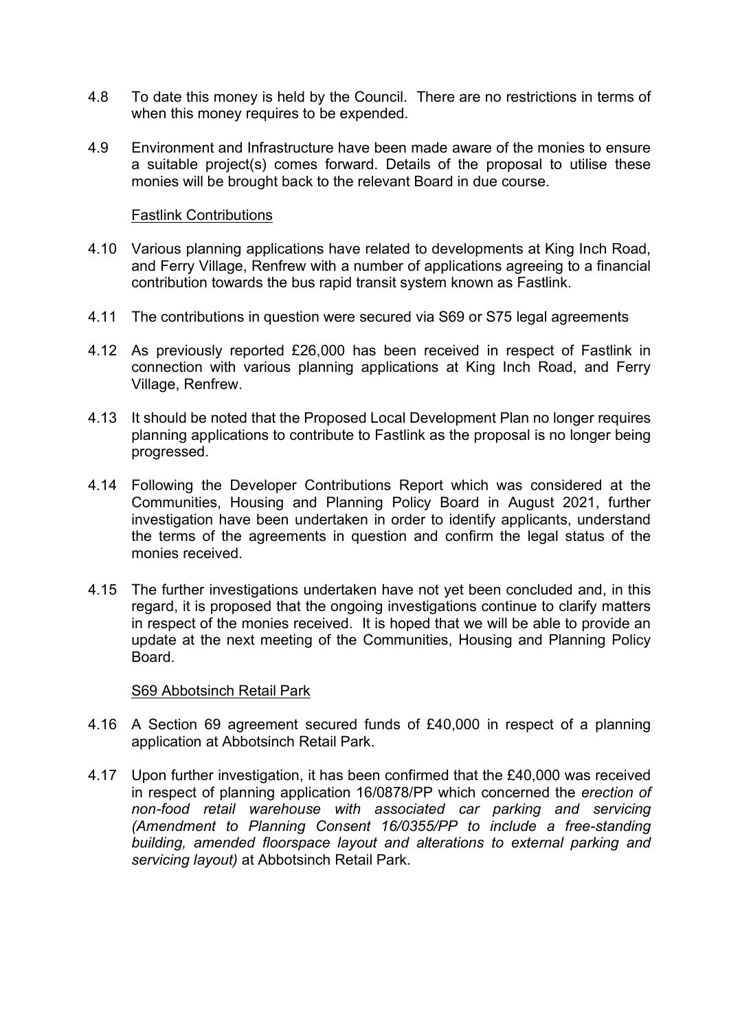4.8 To date this money is held by the Council. There are no restrictions in terms of when this money requires to be expended.

4.9 Environment and Infrastructure have been made aware of the monies to ensure a suitable project(s) comes forward. Details of the proposal to utilise these monies will be brought back to the relevant Board in due course.

<u>Fastlink Contributions</u>

4.10 Various planning applications have related to developments at King Inch Road, and Ferry Village, Renfrew with a number of applications agreeing to a financial contribution towards the bus rapid transit system known as Fastlink.

4.11 The contributions in question were secured via S69 or S75 legal agreements

4.12 As previously reported £26,000 has been received in respect of Fastlink in connection with various planning applications at King Inch Road, and Ferry Village, Renfrew.

4.13 It should be noted that the Proposed Local Development Plan no longer requires planning applications to contribute to Fastlink as the proposal is no longer being progressed.

4.14 Following the Developer Contributions Report which was considered at the Communities, Housing and Planning Policy Board in August 2021, further investigation have been undertaken in order to identify applicants, understand the terms of the agreements in question and confirm the legal status of the monies received.

4.15 The further investigations undertaken have not yet been concluded and, in this regard, it is proposed that the ongoing investigations continue to clarify matters in respect of the monies received. It is hoped that we will be able to provide an update at the next meeting of the Communities, Housing and Planning Policy Board.

<u>S69 Abbotsinch Retail Park</u>

4.16 A Section 69 agreement secured funds of £40,000 in respect of a planning application at Abbotsinch Retail Park.

4.17 Upon further investigation, it has been confirmed that the £40,000 was received in respect of planning application 16/0878/PP which concerned the *erection of non-food retail warehouse with associated car parking and servicing (Amendment to Planning Consent 16/0355/PP to include a free-standing building, amended floorspace layout and alterations to external parking and servicing layout)* at Abbotsinch Retail Park.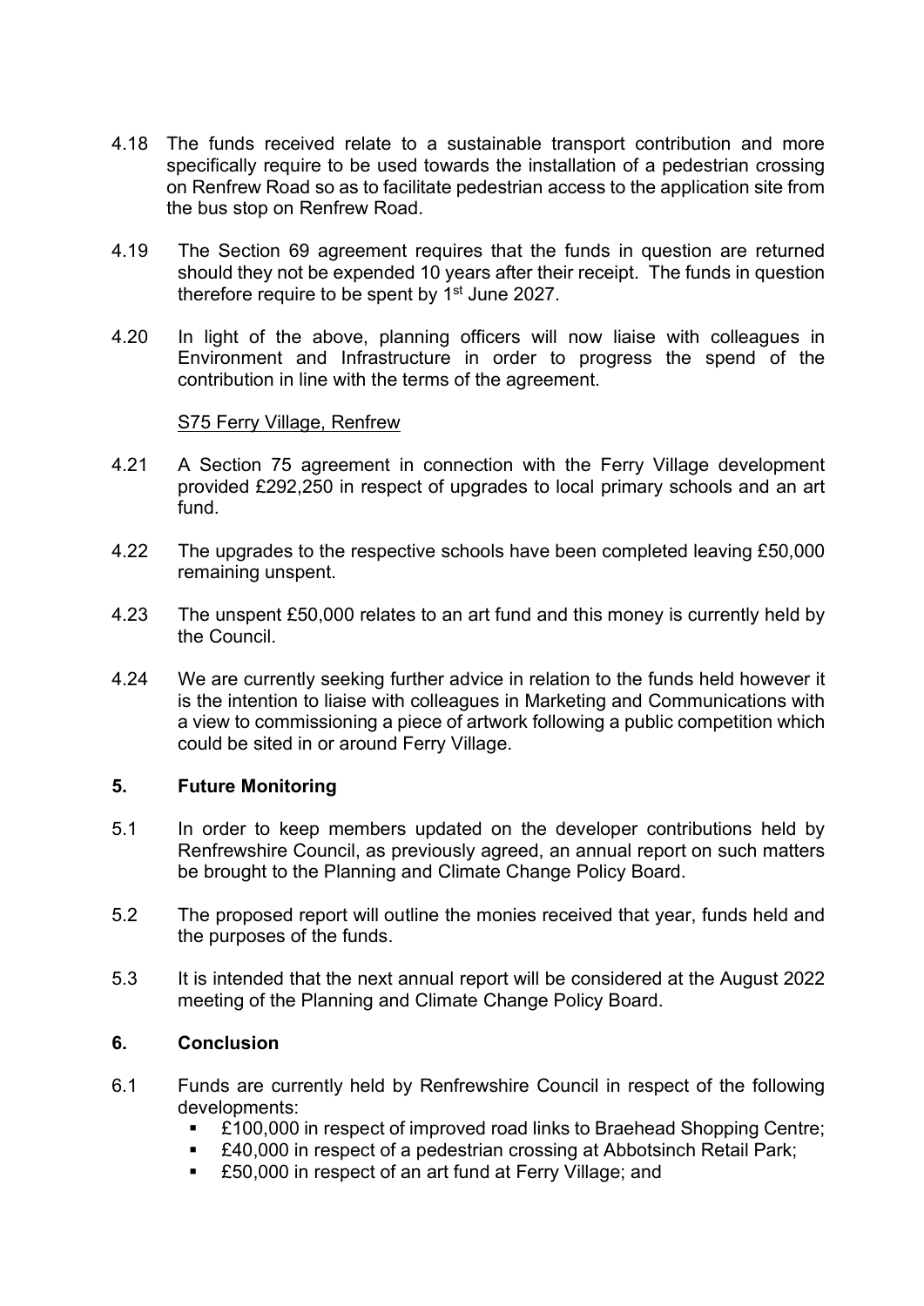4.18 The funds received relate to a sustainable transport contribution and more specifically require to be used towards the installation of a pedestrian crossing on Renfrew Road so as to facilitate pedestrian access to the application site from the bus stop on Renfrew Road.

4.19 The Section 69 agreement requires that the funds in question are returned should they not be expended 10 years after their receipt. The funds in question therefore require to be spent by 1st June 2027.

4.20 In light of the above, planning officers will now liaise with colleagues in Environment and Infrastructure in order to progress the spend of the contribution in line with the terms of the agreement.

S75 Ferry Village, Renfrew

4.21 A Section 75 agreement in connection with the Ferry Village development provided £292,250 in respect of upgrades to local primary schools and an art fund.

4.22 The upgrades to the respective schools have been completed leaving £50,000 remaining unspent.

4.23 The unspent £50,000 relates to an art fund and this money is currently held by the Council.

4.24 We are currently seeking further advice in relation to the funds held however it is the intention to liaise with colleagues in Marketing and Communications with a view to commissioning a piece of artwork following a public competition which could be sited in or around Ferry Village.

## 5. Future Monitoring

5.1 In order to keep members updated on the developer contributions held by Renfrewshire Council, as previously agreed, an annual report on such matters be brought to the Planning and Climate Change Policy Board.

5.2 The proposed report will outline the monies received that year, funds held and the purposes of the funds.

5.3 It is intended that the next annual report will be considered at the August 2022 meeting of the Planning and Climate Change Policy Board.

## 6. Conclusion

6.1 Funds are currently held by Renfrewshire Council in respect of the following developments:

- £100,000 in respect of improved road links to Braehead Shopping Centre;
- £40,000 in respect of a pedestrian crossing at Abbotsinch Retail Park;
- £50,000 in respect of an art fund at Ferry Village; and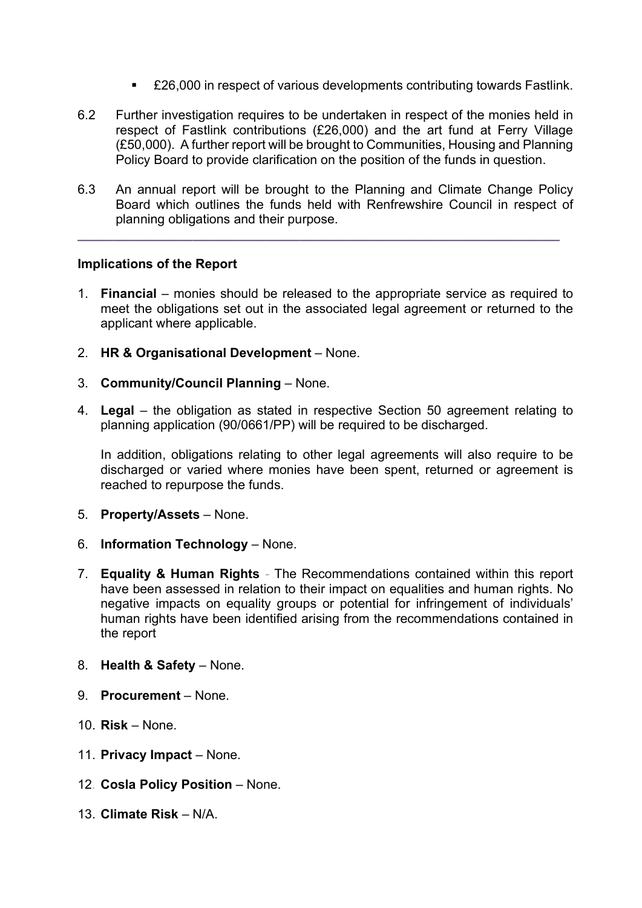- £26,000 in respect of various developments contributing towards Fastlink.

6.2 Further investigation requires to be undertaken in respect of the monies held in respect of Fastlink contributions (£26,000) and the art fund at Ferry Village (£50,000). A further report will be brought to Communities, Housing and Planning Policy Board to provide clarification on the position of the funds in question.

6.3 An annual report will be brought to the Planning and Climate Change Policy Board which outlines the funds held with Renfrewshire Council in respect of planning obligations and their purpose.

---

**Implications of the Report**

1. **Financial** – monies should be released to the appropriate service as required to meet the obligations set out in the associated legal agreement or returned to the applicant where applicable.

2. **HR & Organisational Development** – None.

3. **Community/Council Planning** – None.

4. **Legal** – the obligation as stated in respective Section 50 agreement relating to planning application (90/0661/PP) will be required to be discharged.

   In addition, obligations relating to other legal agreements will also require to be discharged or varied where monies have been spent, returned or agreement is reached to repurpose the funds.

5. **Property/Assets** – None.

6. **Information Technology** – None.

7. **Equality & Human Rights** - The Recommendations contained within this report have been assessed in relation to their impact on equalities and human rights. No negative impacts on equality groups or potential for infringement of individuals' human rights have been identified arising from the recommendations contained in the report

8. **Health & Safety** – None.

9. **Procurement** – None.

10. **Risk** – None.

11. **Privacy Impact** – None.

12. **Cosla Policy Position** – None.

13. **Climate Risk** – N/A.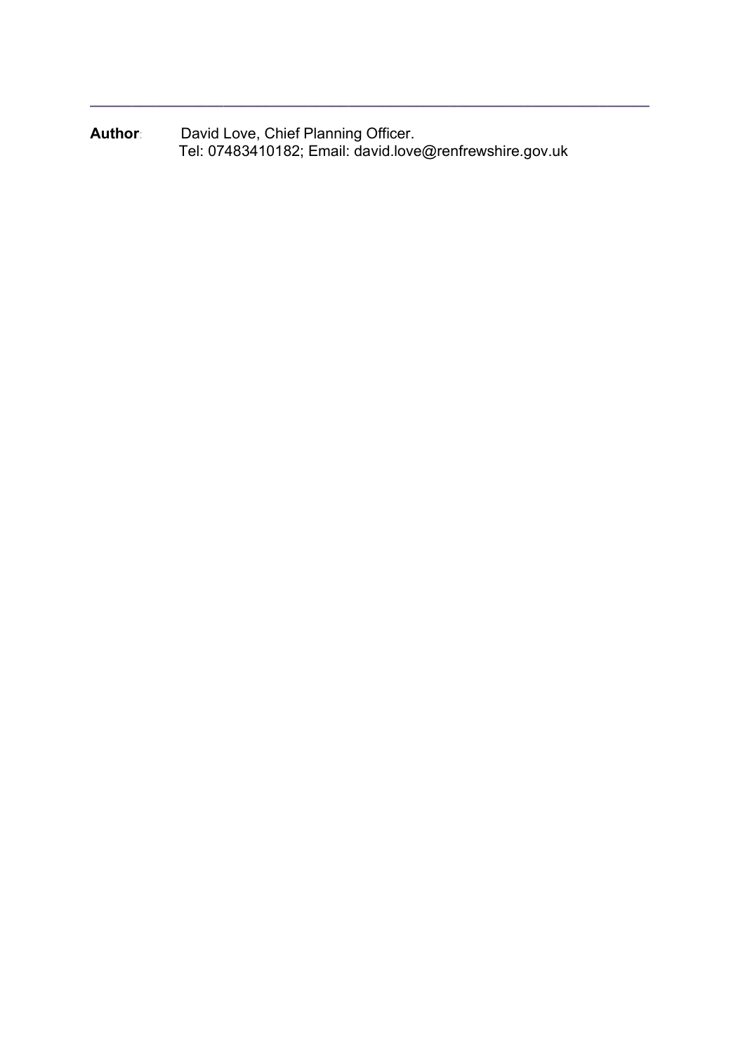---

**Author**: David Love, Chief Planning Officer.
Tel: 07483410182; Email: david.love@renfrewshire.gov.uk